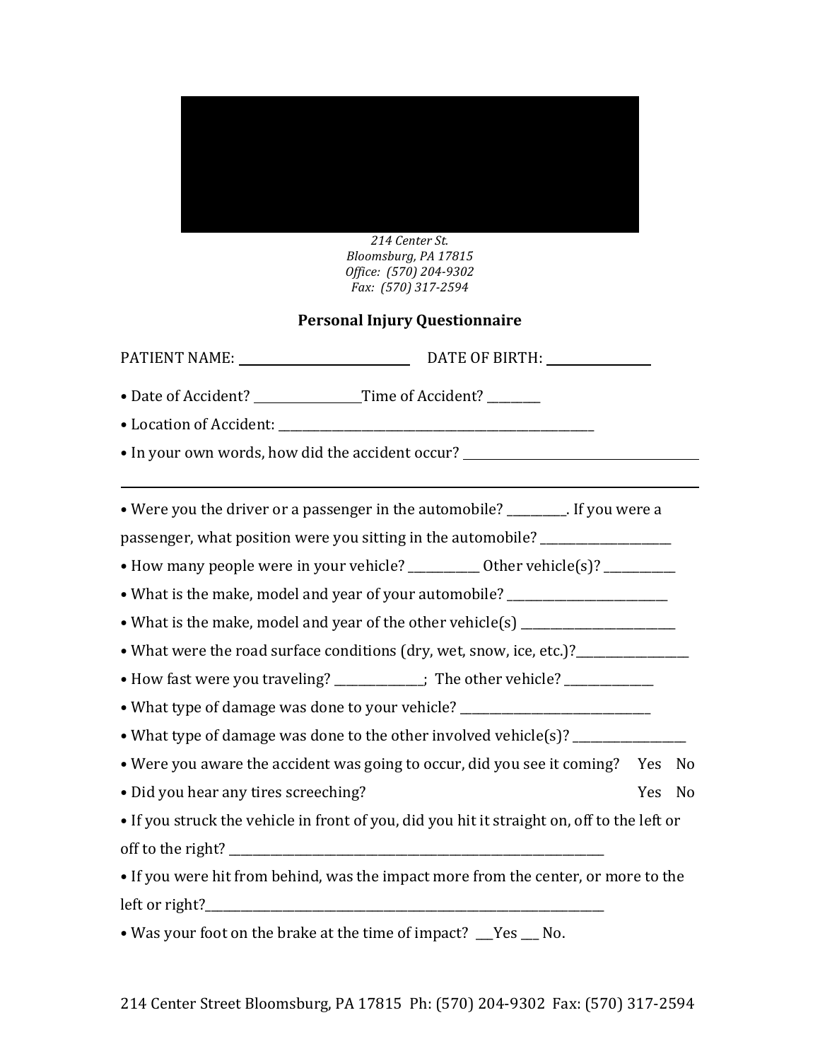*214 Center St.*
*Bloomsburg, PA 17815*
*Office: (570) 204-9302*
*Fax: (570) 317-2594*

## Personal Injury Questionnaire

PATIENT NAME: ______________________ DATE OF BIRTH: ______________

- Date of Accident? ______________ Time of Accident? ________
- Location of Accident: ____________________________________________
- In your own words, how did the accident occur? ________________________________

_____________________________________________________________________________

- Were you the driver or a passenger in the automobile? _________. If you were a passenger, what position were you sitting in the automobile? ____________________
- How many people were in your vehicle? __________ Other vehicle(s)? __________
- What is the make, model and year of your automobile? _______________________
- What is the make, model and year of the other vehicle(s) _______________________
- What were the road surface conditions (dry, wet, snow, ice, etc.)?________________
- How fast were you traveling? ____________; The other vehicle? ____________
- What type of damage was done to your vehicle? ____________________________
- What type of damage was done to the other involved vehicle(s)? ________________
- Were you aware the accident was going to occur, did you see it coming? Yes No
- Did you hear any tires screeching? Yes No
- If you struck the vehicle in front of you, did you hit it straight on, off to the left or off to the right? ______________________________________________________
- If you were hit from behind, was the impact more from the center, or more to the left or right?______________________________________________________
- Was your foot on the brake at the time of impact? ___Yes ___ No.

214 Center Street Bloomsburg, PA 17815 Ph: (570) 204-9302 Fax: (570) 317-2594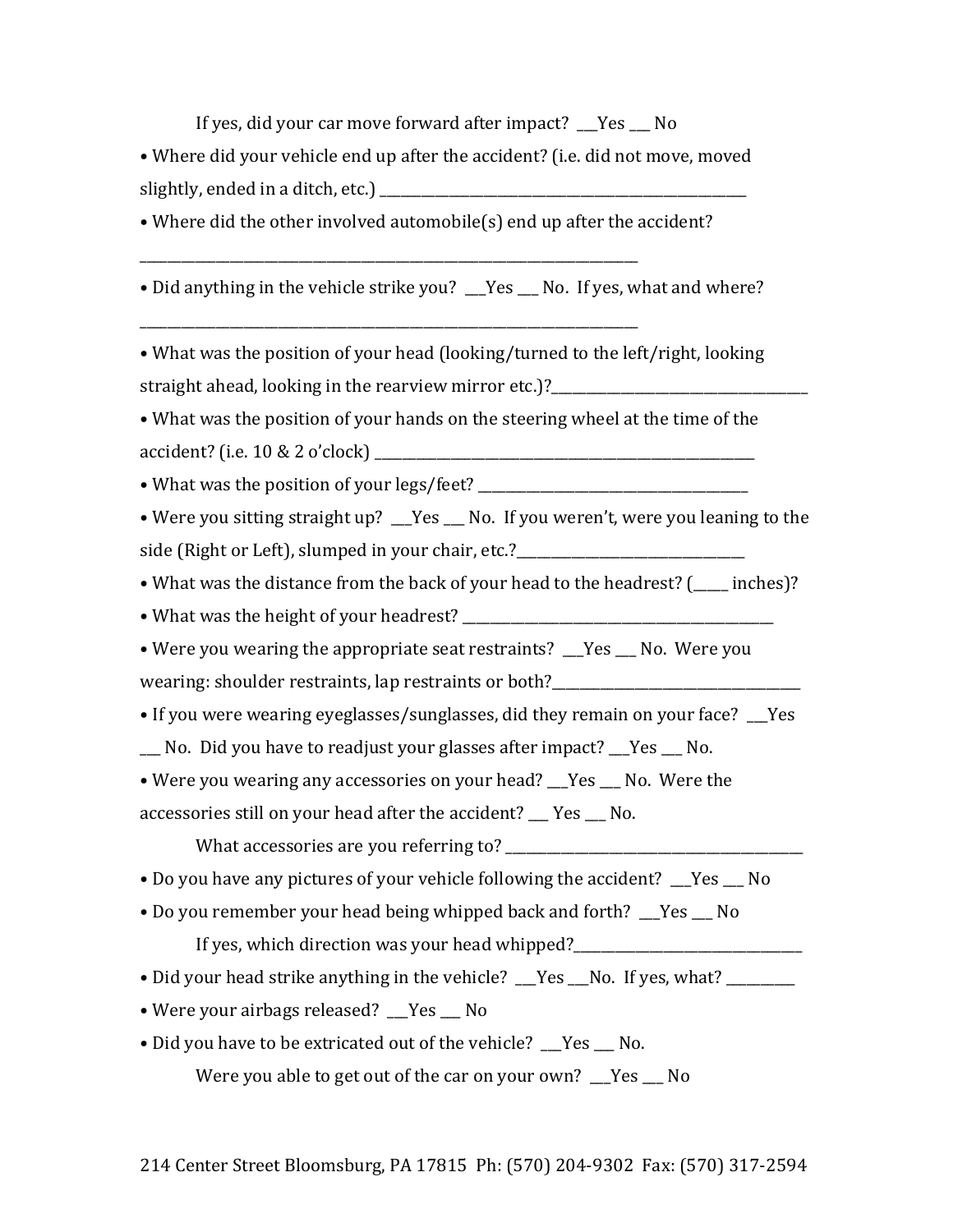If yes, did your car move forward after impact? ___Yes ___ No

- Where did your vehicle end up after the accident? (i.e. did not move, moved slightly, ended in a ditch, etc.) ______________________________________________________
- Where did the other involved automobile(s) end up after the accident?

___________________________________________________________________________

- Did anything in the vehicle strike you? ___Yes ___ No. If yes, what and where?

___________________________________________________________________________

- What was the position of your head (looking/turned to the left/right, looking straight ahead, looking in the rearview mirror etc.)?______________________________________
- What was the position of your hands on the steering wheel at the time of the accident? (i.e. 10 & 2 o'clock) _________________________________________________________
- What was the position of your legs/feet? _____________________________________
- Were you sitting straight up? ___Yes ___ No. If you weren't, were you leaning to the side (Right or Left), slumped in your chair, etc.?_________________________________
- What was the distance from the back of your head to the headrest? (_____ inches)?
- What was the height of your headrest? _____________________________________________
- Were you wearing the appropriate seat restraints? ___Yes ___ No. Were you wearing: shoulder restraints, lap restraints or both?_____________________________________
- If you were wearing eyeglasses/sunglasses, did they remain on your face? ___Yes ___ No. Did you have to readjust your glasses after impact? ___Yes ___ No.
- Were you wearing any accessories on your head? ___Yes ___ No. Were the accessories still on your head after the accident? ___ Yes ___ No.

What accessories are you referring to? ____________________________________________

- Do you have any pictures of your vehicle following the accident? ___Yes ___ No
- Do you remember your head being whipped back and forth? ___Yes ___ No

If yes, which direction was your head whipped?_________________________________

- Did your head strike anything in the vehicle? ___Yes ___No. If yes, what? __________
- Were your airbags released? ___Yes ___ No
- Did you have to be extricated out of the vehicle? ___Yes ___ No.

Were you able to get out of the car on your own? ___Yes ___ No

214 Center Street Bloomsburg, PA 17815 Ph: (570) 204-9302 Fax: (570) 317-2594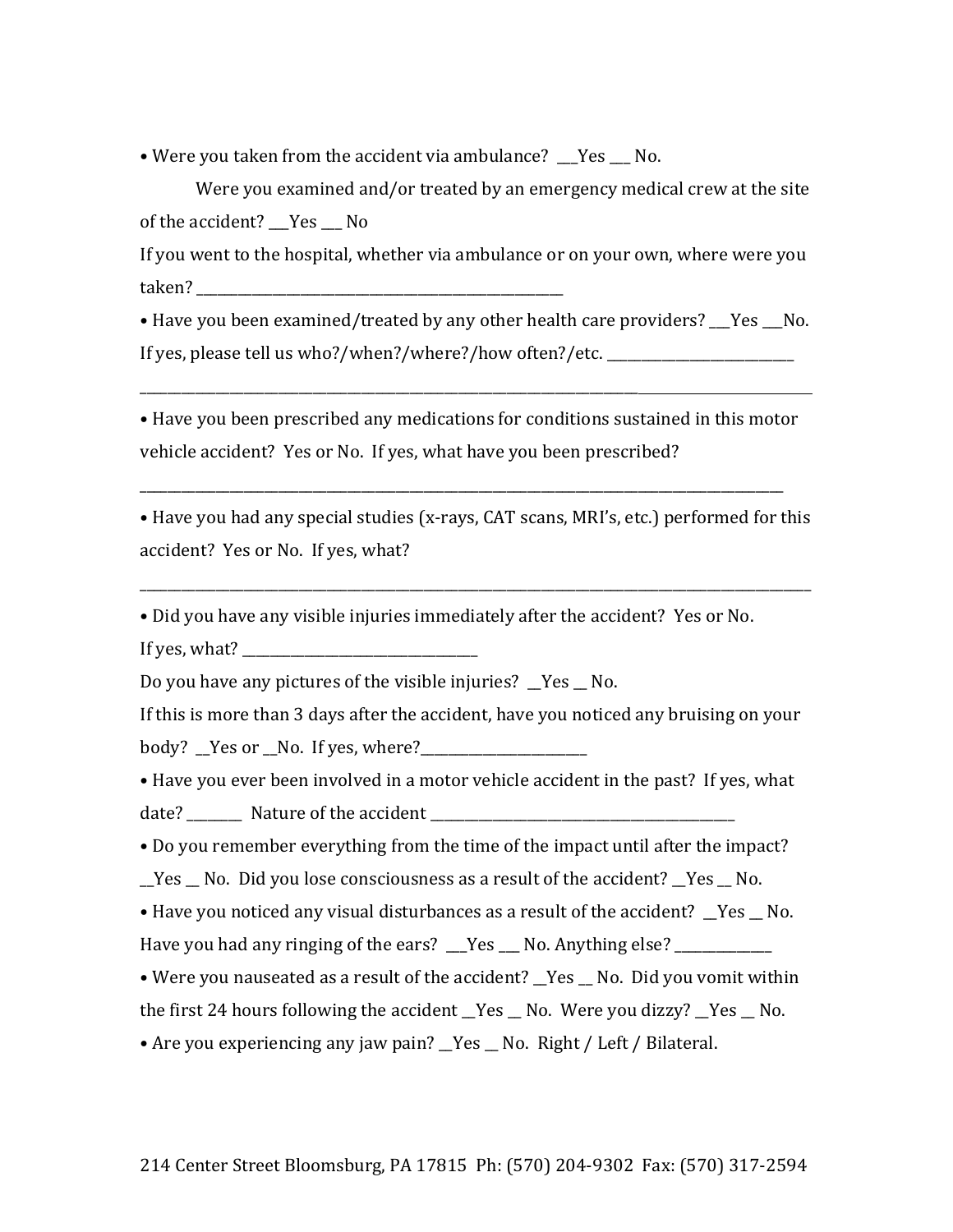• Were you taken from the accident via ambulance?  ___Yes ___ No.

Were you examined and/or treated by an emergency medical crew at the site of the accident? ___Yes ___ No

If you went to the hospital, whether via ambulance or on your own, where were you taken? ______________________________________________________

• Have you been examined/treated by any other health care providers? ___Yes ___No. If yes, please tell us who?/when?/where?/how often?/etc. ___________________________

_____________________________________________________________________________________________

• Have you been prescribed any medications for conditions sustained in this motor vehicle accident?  Yes or No.  If yes, what have you been prescribed?

_____________________________________________________________________________________________

• Have you had any special studies (x-rays, CAT scans, MRI's, etc.) performed for this accident?  Yes or No.  If yes, what?

_____________________________________________________________________________________________

• Did you have any visible injuries immediately after the accident?  Yes or No.

If yes, what? __________________________________

Do you have any pictures of the visible injuries?  __Yes __ No.

If this is more than 3 days after the accident, have you noticed any bruising on your body?  __Yes or __No.  If yes, where?________________________

• Have you ever been involved in a motor vehicle accident in the past?  If yes, what date? ________  Nature of the accident _____________________________________________

• Do you remember everything from the time of the impact until after the impact? __Yes __ No.  Did you lose consciousness as a result of the accident? __Yes __ No.

• Have you noticed any visual disturbances as a result of the accident?  __Yes __ No. Have you had any ringing of the ears?  ___Yes ___ No. Anything else? ______________

• Were you nauseated as a result of the accident? __Yes __ No.  Did you vomit within the first 24 hours following the accident __Yes __ No.  Were you dizzy? __Yes __ No.

• Are you experiencing any jaw pain? __Yes __ No.  Right / Left / Bilateral.

214 Center Street Bloomsburg, PA 17815  Ph: (570) 204-9302  Fax: (570) 317-2594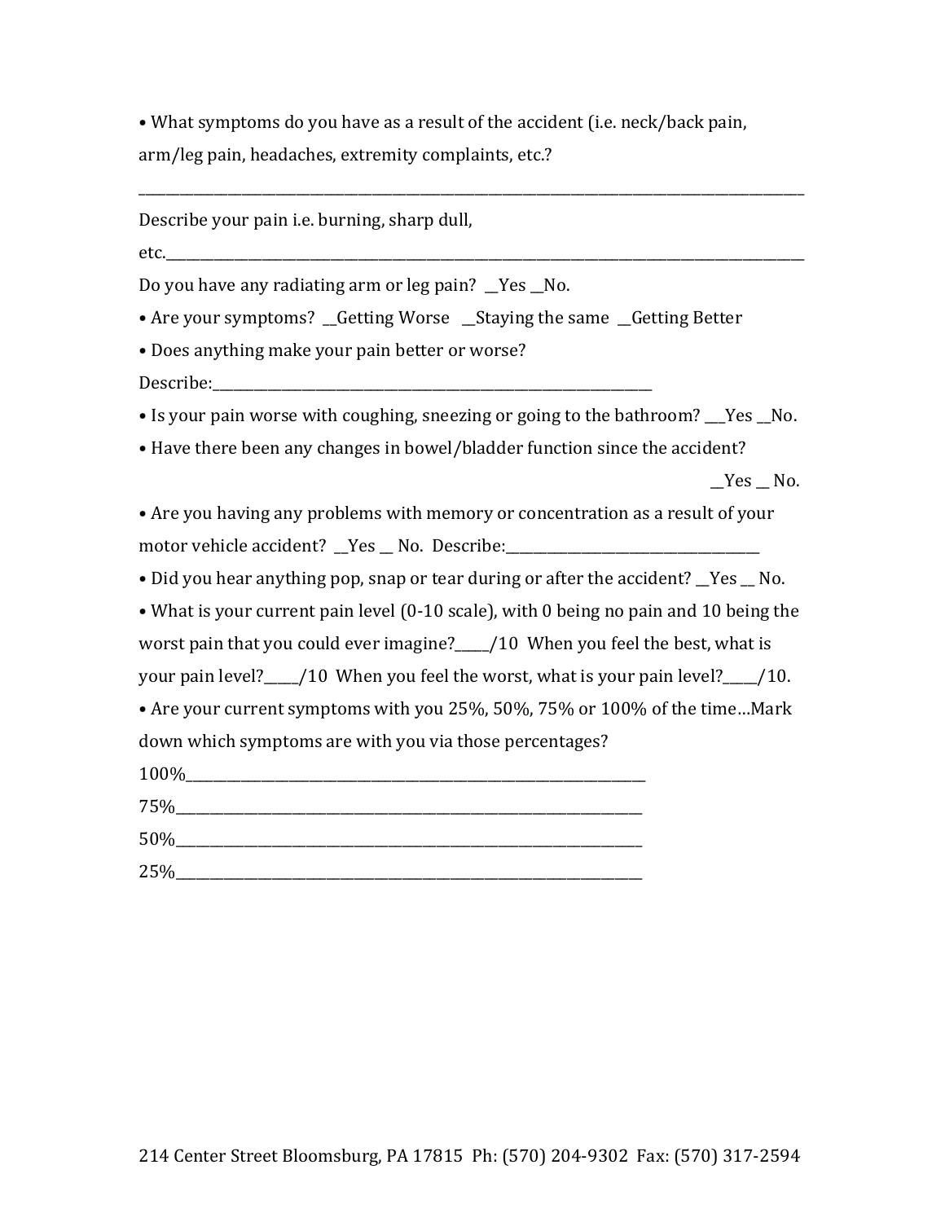• What symptoms do you have as a result of the accident (i.e. neck/back pain, arm/leg pain, headaches, extremity complaints, etc.?

_______________________________________________________________________________

Describe your pain i.e. burning, sharp dull, etc._______________________________________________________________________________

Do you have any radiating arm or leg pain? __Yes __No.

• Are your symptoms? __Getting Worse __Staying the same __Getting Better

• Does anything make your pain better or worse? Describe:_______________________________________________________

• Is your pain worse with coughing, sneezing or going to the bathroom? ___Yes __No.

• Have there been any changes in bowel/bladder function since the accident? __Yes __ No.

• Are you having any problems with memory or concentration as a result of your motor vehicle accident? __Yes __ No. Describe:________________________________

• Did you hear anything pop, snap or tear during or after the accident? __Yes __ No.

• What is your current pain level (0-10 scale), with 0 being no pain and 10 being the worst pain that you could ever imagine?_____/10 When you feel the best, what is your pain level?_____/10 When you feel the worst, what is your pain level?_____/10.

• Are your current symptoms with you 25%, 50%, 75% or 100% of the time…Mark down which symptoms are with you via those percentages?

100%__________________________________________________________

75%___________________________________________________________

50%___________________________________________________________

25%___________________________________________________________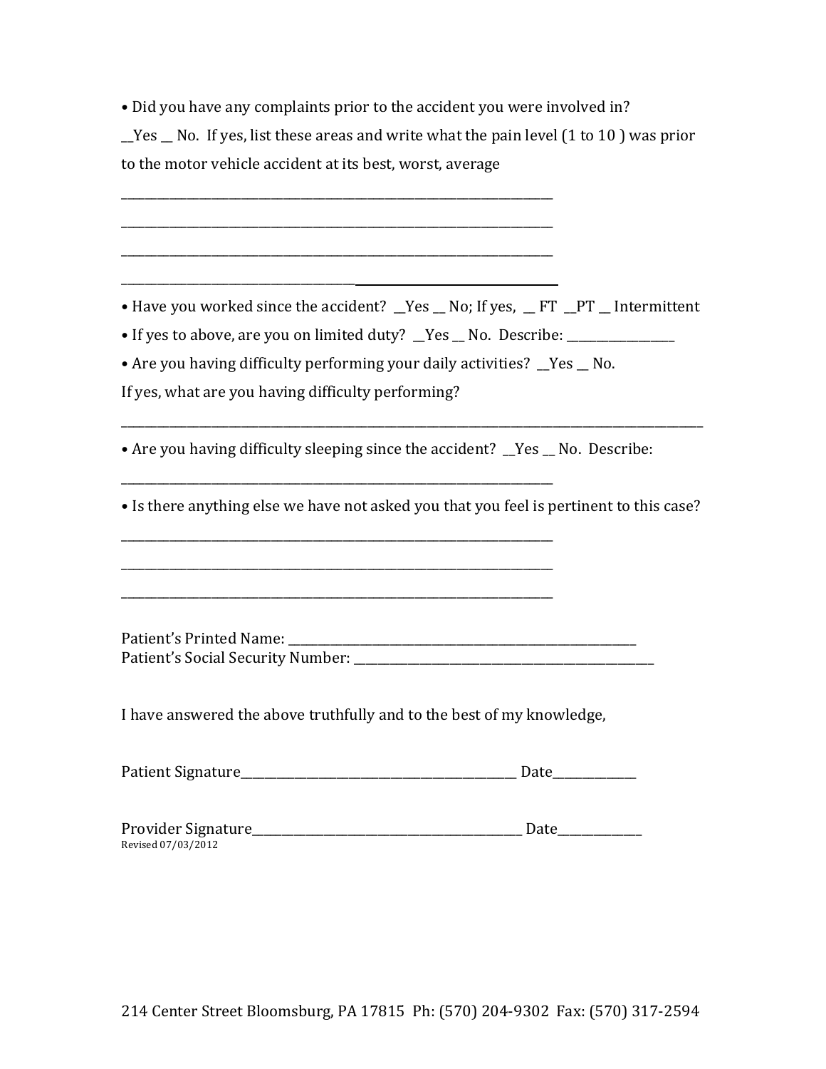• Did you have any complaints prior to the accident you were involved in?

__Yes __ No. If yes, list these areas and write what the pain level (1 to 10 ) was prior to the motor vehicle accident at its best, worst, average

______________________________________________________________________

______________________________________________________________________

______________________________________________________________________

______________________________________________________________________

• Have you worked since the accident? __Yes __ No; If yes, __ FT __PT __ Intermittent

• If yes to above, are you on limited duty? __Yes __ No. Describe: _________________

• Are you having difficulty performing your daily activities? __Yes __ No.

If yes, what are you having difficulty performing?

______________________________________________________________________________________________

• Are you having difficulty sleeping since the accident? __Yes __ No. Describe:

______________________________________________________________________

• Is there anything else we have not asked you that you feel is pertinent to this case?

______________________________________________________________________

______________________________________________________________________

______________________________________________________________________

Patient's Printed Name: ___________________________________________________________

Patient's Social Security Number: _________________________________________________

I have answered the above truthfully and to the best of my knowledge,

Patient Signature_____________________________________________ Date______________

Provider Signature____________________________________________ Date______________

Revised 07/03/2012

214 Center Street Bloomsburg, PA 17815 Ph: (570) 204-9302 Fax: (570) 317-2594